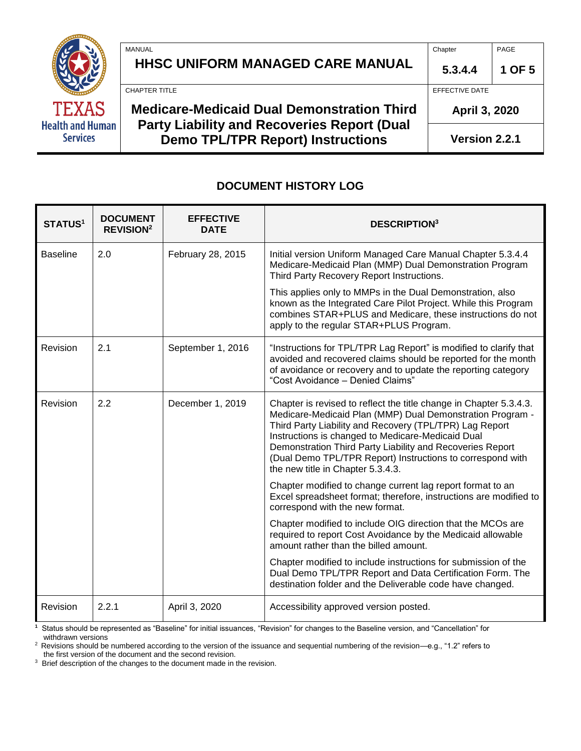| MANUAL | Chapter | PAGE |
|---|---|---|
| **HHSC UNIFORM MANAGED CARE MANUAL** | **5.3.4.4** | **1 OF 5** |
| CHAPTER TITLE | EFFECTIVE DATE | |
| **Medicare-Medicaid Dual Demonstration Third Party Liability and Recoveries Report (Dual Demo TPL/TPR Report) Instructions** | **April 3, 2020** | |
| | **Version 2.2.1** | |

## DOCUMENT HISTORY LOG

| STATUS[1] | DOCUMENT REVISION[2] | EFFECTIVE DATE | DESCRIPTION[3] |
|---|---|---|---|
| Baseline | 2.0 | February 28, 2015 | Initial version Uniform Managed Care Manual Chapter 5.3.4.4 Medicare-Medicaid Plan (MMP) Dual Demonstration Program Third Party Recovery Report Instructions.<br><br>This applies only to MMPs in the Dual Demonstration, also known as the Integrated Care Pilot Project. While this Program combines STAR+PLUS and Medicare, these instructions do not apply to the regular STAR+PLUS Program. |
| Revision | 2.1 | September 1, 2016 | "Instructions for TPL/TPR Lag Report" is modified to clarify that avoided and recovered claims should be reported for the month of avoidance or recovery and to update the reporting category "Cost Avoidance – Denied Claims" |
| Revision | 2.2 | December 1, 2019 | Chapter is revised to reflect the title change in Chapter 5.3.4.3. Medicare-Medicaid Plan (MMP) Dual Demonstration Program - Third Party Liability and Recovery (TPL/TPR) Lag Report Instructions is changed to Medicare-Medicaid Dual Demonstration Third Party Liability and Recoveries Report (Dual Demo TPL/TPR Report) Instructions to correspond with the new title in Chapter 5.3.4.3.<br><br>Chapter modified to change current lag report format to an Excel spreadsheet format; therefore, instructions are modified to correspond with the new format.<br><br>Chapter modified to include OIG direction that the MCOs are required to report Cost Avoidance by the Medicaid allowable amount rather than the billed amount.<br><br>Chapter modified to include instructions for submission of the Dual Demo TPL/TPR Report and Data Certification Form. The destination folder and the Deliverable code have changed. |
| Revision | 2.2.1 | April 3, 2020 | Accessibility approved version posted. |

[1] Status should be represented as "Baseline" for initial issuances, "Revision" for changes to the Baseline version, and "Cancellation" for withdrawn versions

[2] Revisions should be numbered according to the version of the issuance and sequential numbering of the revision—e.g., "1.2" refers to the first version of the document and the second revision.

[3] Brief description of the changes to the document made in the revision.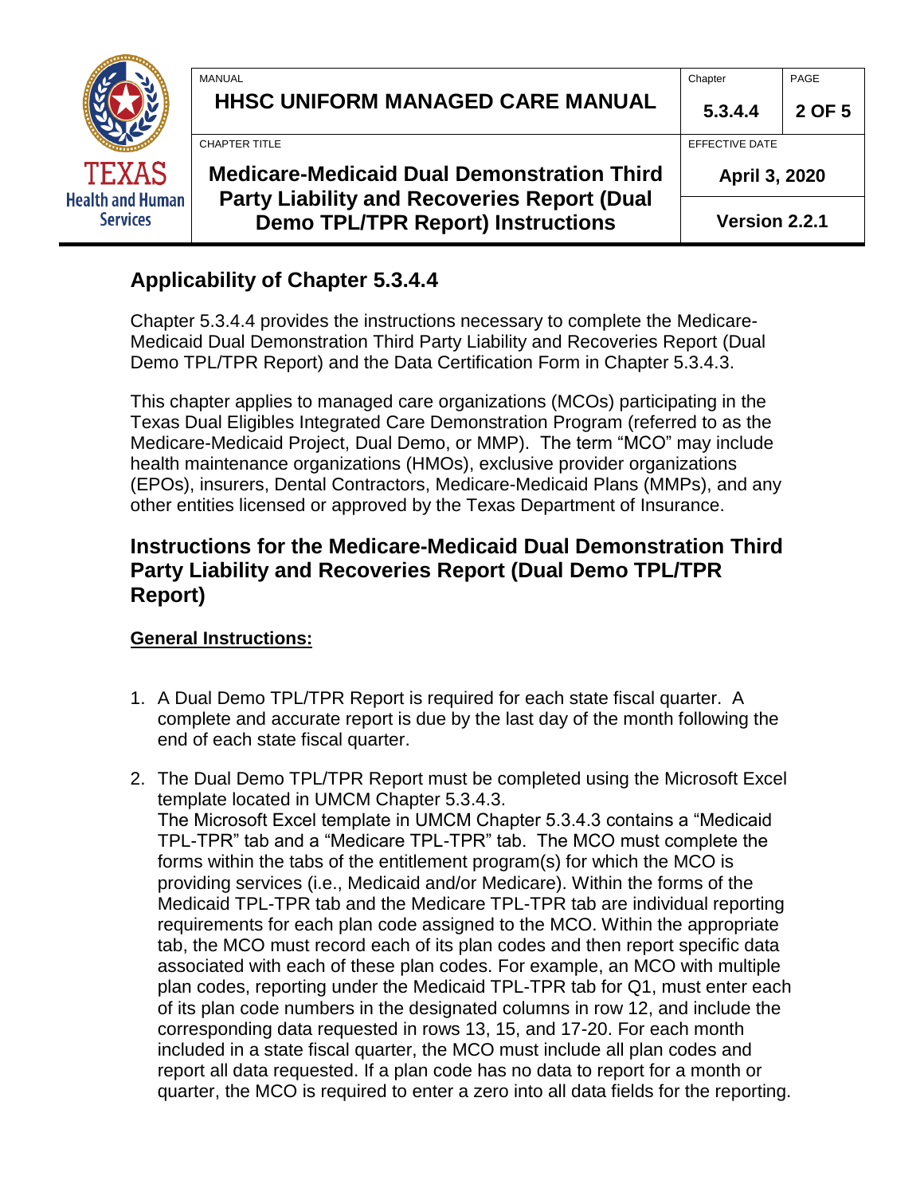## Applicability of Chapter 5.3.4.4

Chapter 5.3.4.4 provides the instructions necessary to complete the Medicare-Medicaid Dual Demonstration Third Party Liability and Recoveries Report (Dual Demo TPL/TPR Report) and the Data Certification Form in Chapter 5.3.4.3.

This chapter applies to managed care organizations (MCOs) participating in the Texas Dual Eligibles Integrated Care Demonstration Program (referred to as the Medicare-Medicaid Project, Dual Demo, or MMP). The term "MCO" may include health maintenance organizations (HMOs), exclusive provider organizations (EPOs), insurers, Dental Contractors, Medicare-Medicaid Plans (MMPs), and any other entities licensed or approved by the Texas Department of Insurance.

## Instructions for the Medicare-Medicaid Dual Demonstration Third Party Liability and Recoveries Report (Dual Demo TPL/TPR Report)

**General Instructions:**

1. A Dual Demo TPL/TPR Report is required for each state fiscal quarter. A complete and accurate report is due by the last day of the month following the end of each state fiscal quarter.

2. The Dual Demo TPL/TPR Report must be completed using the Microsoft Excel template located in UMCM Chapter 5.3.4.3.
   The Microsoft Excel template in UMCM Chapter 5.3.4.3 contains a "Medicaid TPL-TPR" tab and a "Medicare TPL-TPR" tab. The MCO must complete the forms within the tabs of the entitlement program(s) for which the MCO is providing services (i.e., Medicaid and/or Medicare). Within the forms of the Medicaid TPL-TPR tab and the Medicare TPL-TPR tab are individual reporting requirements for each plan code assigned to the MCO. Within the appropriate tab, the MCO must record each of its plan codes and then report specific data associated with each of these plan codes. For example, an MCO with multiple plan codes, reporting under the Medicaid TPL-TPR tab for Q1, must enter each of its plan code numbers in the designated columns in row 12, and include the corresponding data requested in rows 13, 15, and 17-20. For each month included in a state fiscal quarter, the MCO must include all plan codes and report all data requested. If a plan code has no data to report for a month or quarter, the MCO is required to enter a zero into all data fields for the reporting.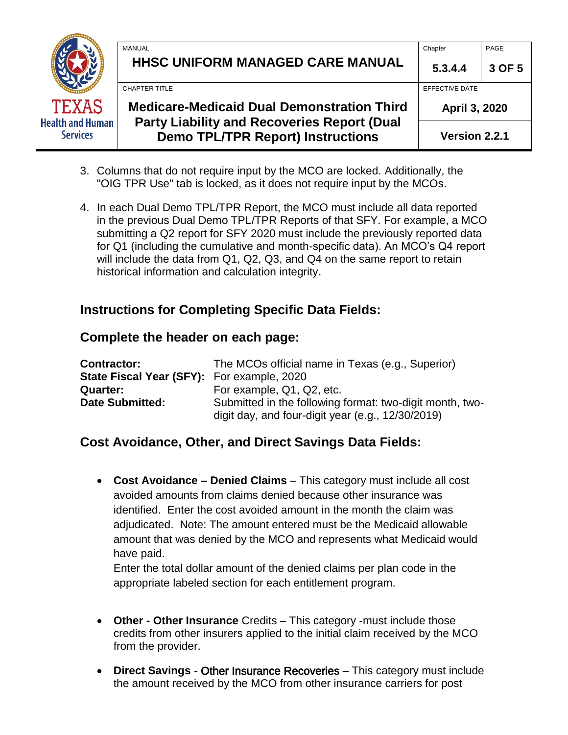3. Columns that do not require input by the MCO are locked. Additionally, the "OIG TPR Use" tab is locked, as it does not require input by the MCOs.

4. In each Dual Demo TPL/TPR Report, the MCO must include all data reported in the previous Dual Demo TPL/TPR Reports of that SFY. For example, a MCO submitting a Q2 report for SFY 2020 must include the previously reported data for Q1 (including the cumulative and month-specific data). An MCO's Q4 report will include the data from Q1, Q2, Q3, and Q4 on the same report to retain historical information and calculation integrity.

## Instructions for Completing Specific Data Fields:

## Complete the header on each page:

| | |
|---|---|
| **Contractor:** | The MCOs official name in Texas (e.g., Superior) |
| **State Fiscal Year (SFY):** | For example, 2020 |
| **Quarter:** | For example, Q1, Q2, etc. |
| **Date Submitted:** | Submitted in the following format: two-digit month, two-digit day, and four-digit year (e.g., 12/30/2019) |

## Cost Avoidance, Other, and Direct Savings Data Fields:

- **Cost Avoidance – Denied Claims** – This category must include all cost avoided amounts from claims denied because other insurance was identified. Enter the cost avoided amount in the month the claim was adjudicated. Note: The amount entered must be the Medicaid allowable amount that was denied by the MCO and represents what Medicaid would have paid.
  Enter the total dollar amount of the denied claims per plan code in the appropriate labeled section for each entitlement program.

- **Other - Other Insurance** Credits – This category -must include those credits from other insurers applied to the initial claim received by the MCO from the provider.

- **Direct Savings** - Other Insurance Recoveries – This category must include the amount received by the MCO from other insurance carriers for post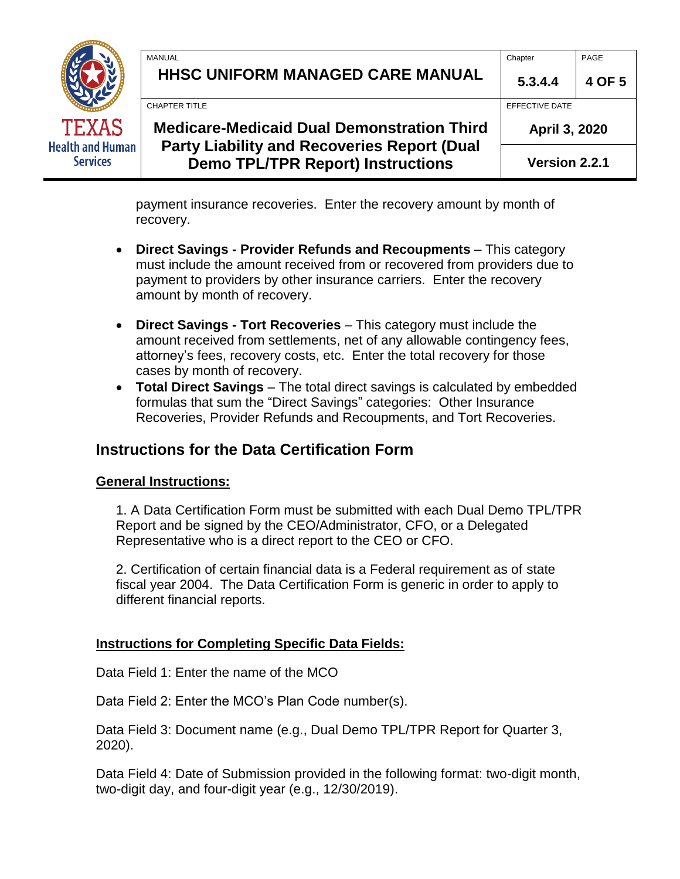payment insurance recoveries. Enter the recovery amount by month of recovery.

- **Direct Savings - Provider Refunds and Recoupments** – This category must include the amount received from or recovered from providers due to payment to providers by other insurance carriers. Enter the recovery amount by month of recovery.

- **Direct Savings - Tort Recoveries** – This category must include the amount received from settlements, net of any allowable contingency fees, attorney's fees, recovery costs, etc. Enter the total recovery for those cases by month of recovery.
- **Total Direct Savings** – The total direct savings is calculated by embedded formulas that sum the "Direct Savings" categories: Other Insurance Recoveries, Provider Refunds and Recoupments, and Tort Recoveries.

## Instructions for the Data Certification Form

### General Instructions:

1. A Data Certification Form must be submitted with each Dual Demo TPL/TPR Report and be signed by the CEO/Administrator, CFO, or a Delegated Representative who is a direct report to the CEO or CFO.

2. Certification of certain financial data is a Federal requirement as of state fiscal year 2004. The Data Certification Form is generic in order to apply to different financial reports.

### Instructions for Completing Specific Data Fields:

Data Field 1: Enter the name of the MCO

Data Field 2: Enter the MCO's Plan Code number(s).

Data Field 3: Document name (e.g., Dual Demo TPL/TPR Report for Quarter 3, 2020).

Data Field 4: Date of Submission provided in the following format: two-digit month, two-digit day, and four-digit year (e.g., 12/30/2019).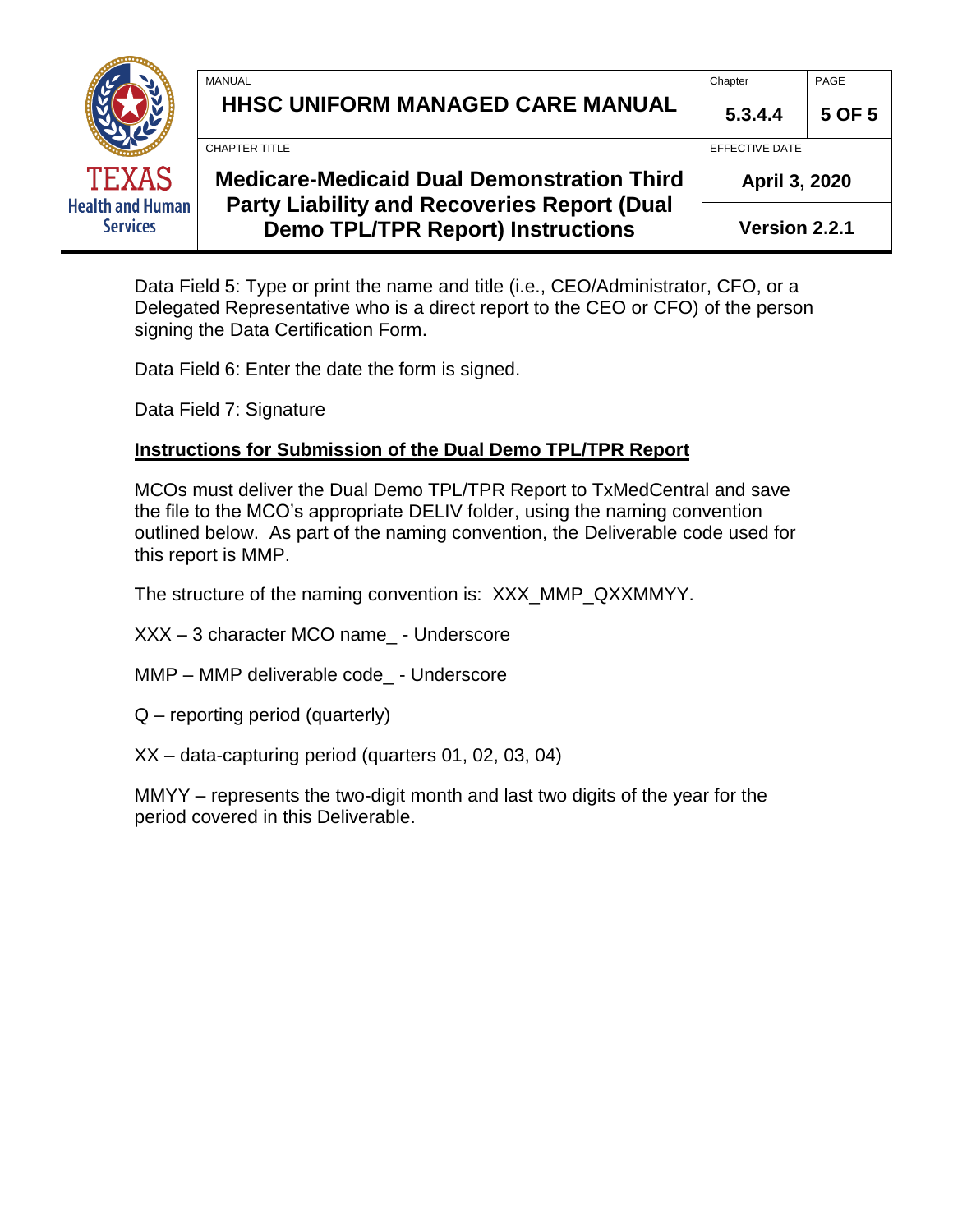Data Field 5: Type or print the name and title (i.e., CEO/Administrator, CFO, or a Delegated Representative who is a direct report to the CEO or CFO) of the person signing the Data Certification Form.

Data Field 6: Enter the date the form is signed.

Data Field 7: Signature

## Instructions for Submission of the Dual Demo TPL/TPR Report

MCOs must deliver the Dual Demo TPL/TPR Report to TxMedCentral and save the file to the MCO's appropriate DELIV folder, using the naming convention outlined below. As part of the naming convention, the Deliverable code used for this report is MMP.

The structure of the naming convention is: XXX_MMP_QXXMMYY.

XXX – 3 character MCO name_ - Underscore

MMP – MMP deliverable code_ - Underscore

Q – reporting period (quarterly)

XX – data-capturing period (quarters 01, 02, 03, 04)

MMYY – represents the two-digit month and last two digits of the year for the period covered in this Deliverable.